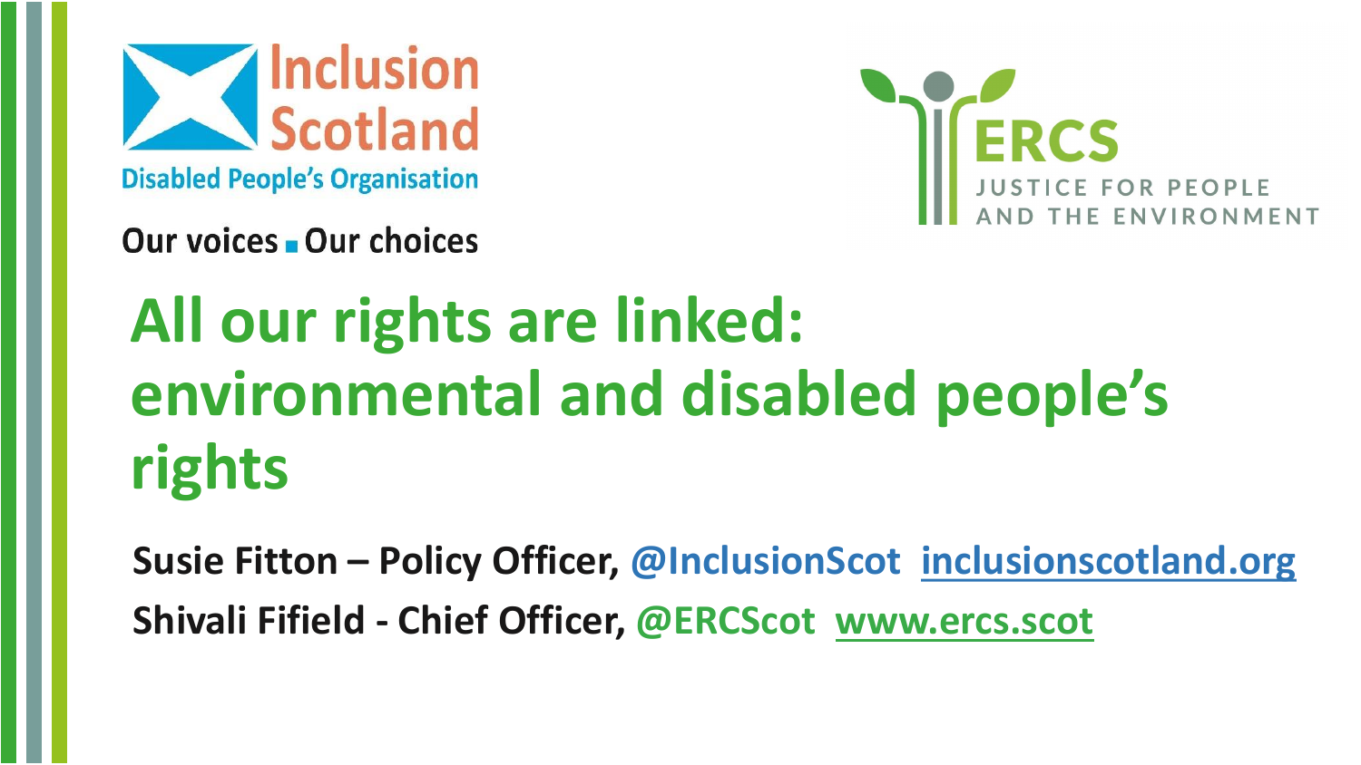Inclusion Scotland

Disabled People's Organisation

Our voices ■ Our choices

ERCS

JUSTICE FOR PEOPLE AND THE ENVIRONMENT

# All our rights are linked: environmental and disabled people's rights

**Susie Fitton – Policy Officer, @InclusionScot [inclusionscotland.org](inclusionscotland.org)**

**Shivali Fifield - Chief Officer, @ERCScot [www.ercs.scot](www.ercs.scot)**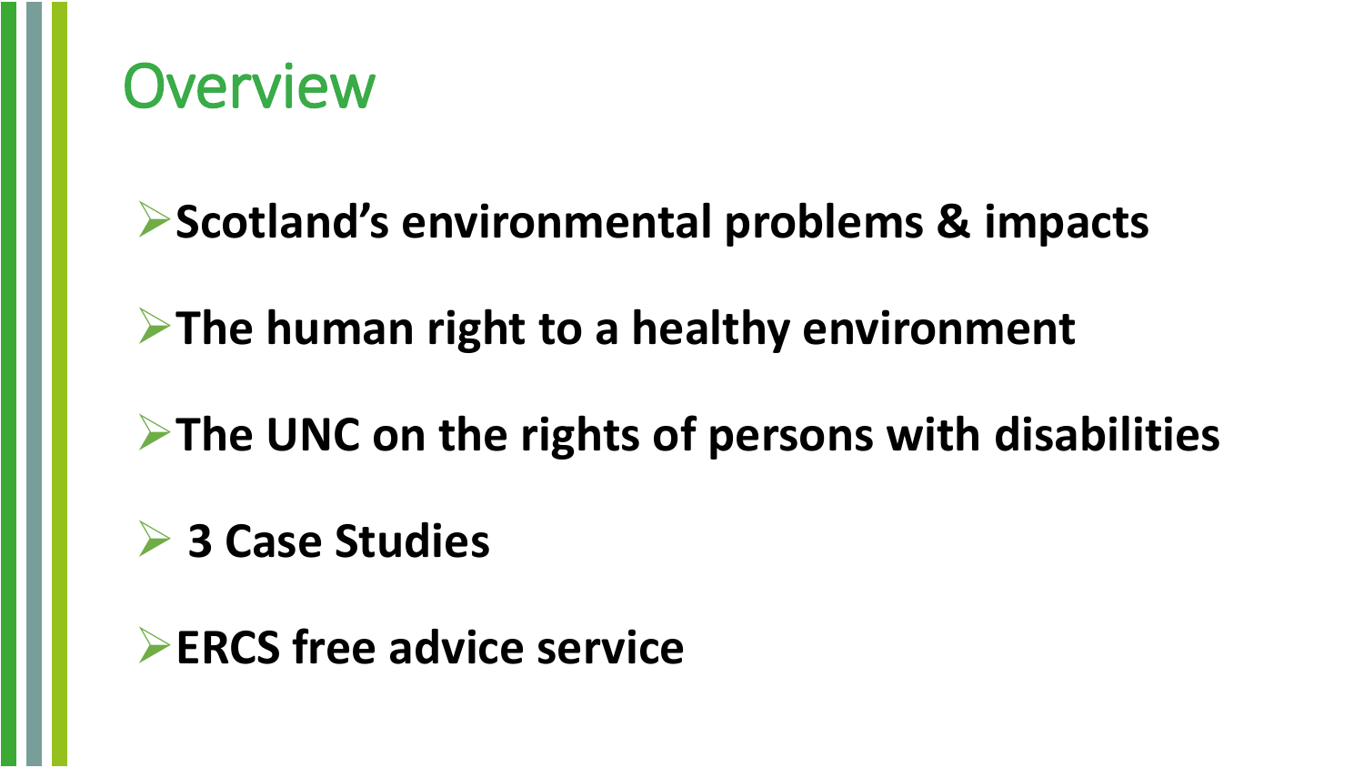# Overview

- **Scotland's environmental problems & impacts**
- **The human right to a healthy environment**
- **The UNC on the rights of persons with disabilities**
- **3 Case Studies**
- **ERCS free advice service**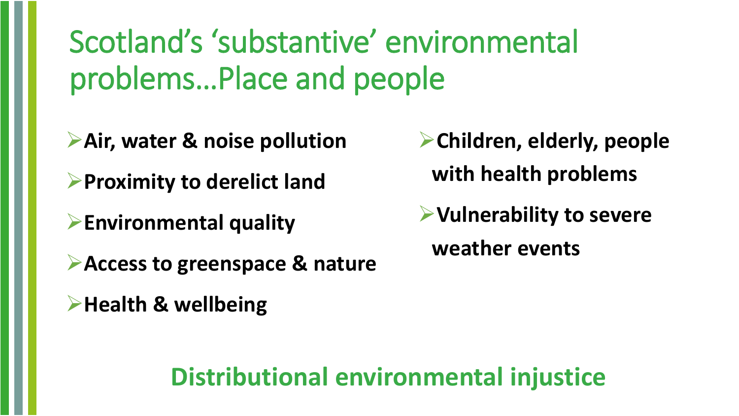# Scotland's 'substantive' environmental problems…Place and people

- **Air, water & noise pollution**
- **Proximity to derelict land**
- **Environmental quality**
- **Access to greenspace & nature**
- **Health & wellbeing**
- **Children, elderly, people with health problems**
- **Vulnerability to severe weather events**

## Distributional environmental injustice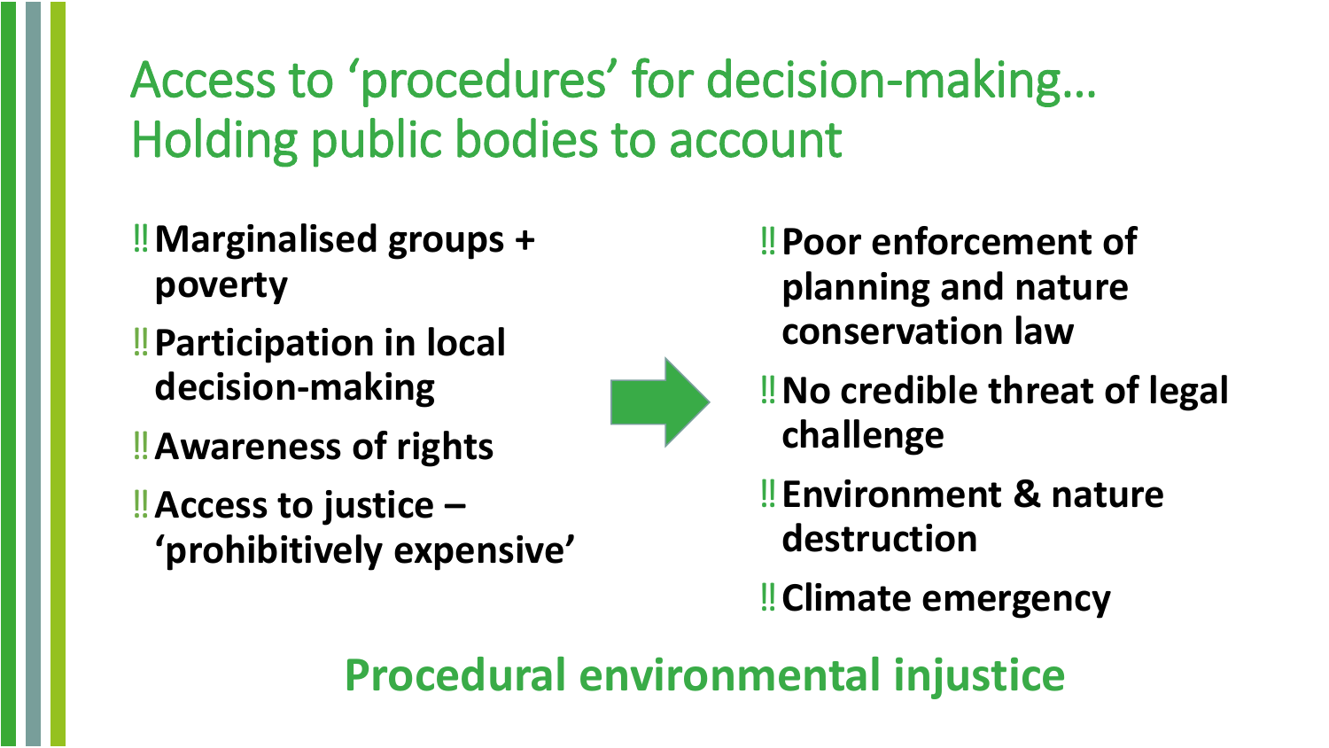# Access to 'procedures' for decision-making… Holding public bodies to account

- **Marginalised groups + poverty**
- **Participation in local decision-making**
- **Awareness of rights**
- **Access to justice – 'prohibitively expensive'**

→

- **Poor enforcement of planning and nature conservation law**
- **No credible threat of legal challenge**
- **Environment & nature destruction**
- **Climate emergency**

**Procedural environmental injustice**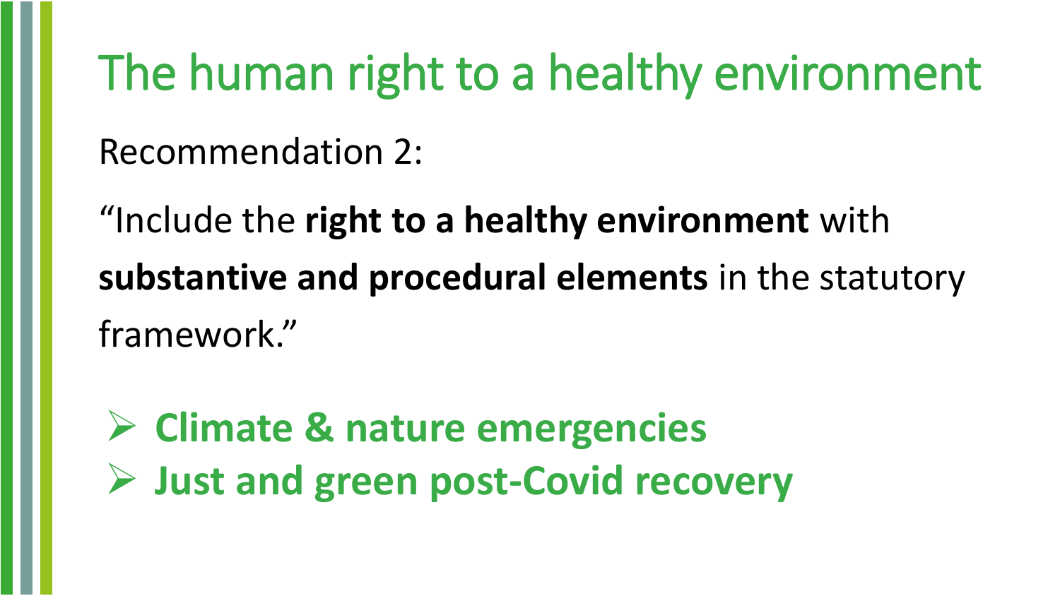# The human right to a healthy environment

Recommendation 2:

"Include the **right to a healthy environment** with **substantive and procedural elements** in the statutory framework."

- **Climate & nature emergencies**
- **Just and green post-Covid recovery**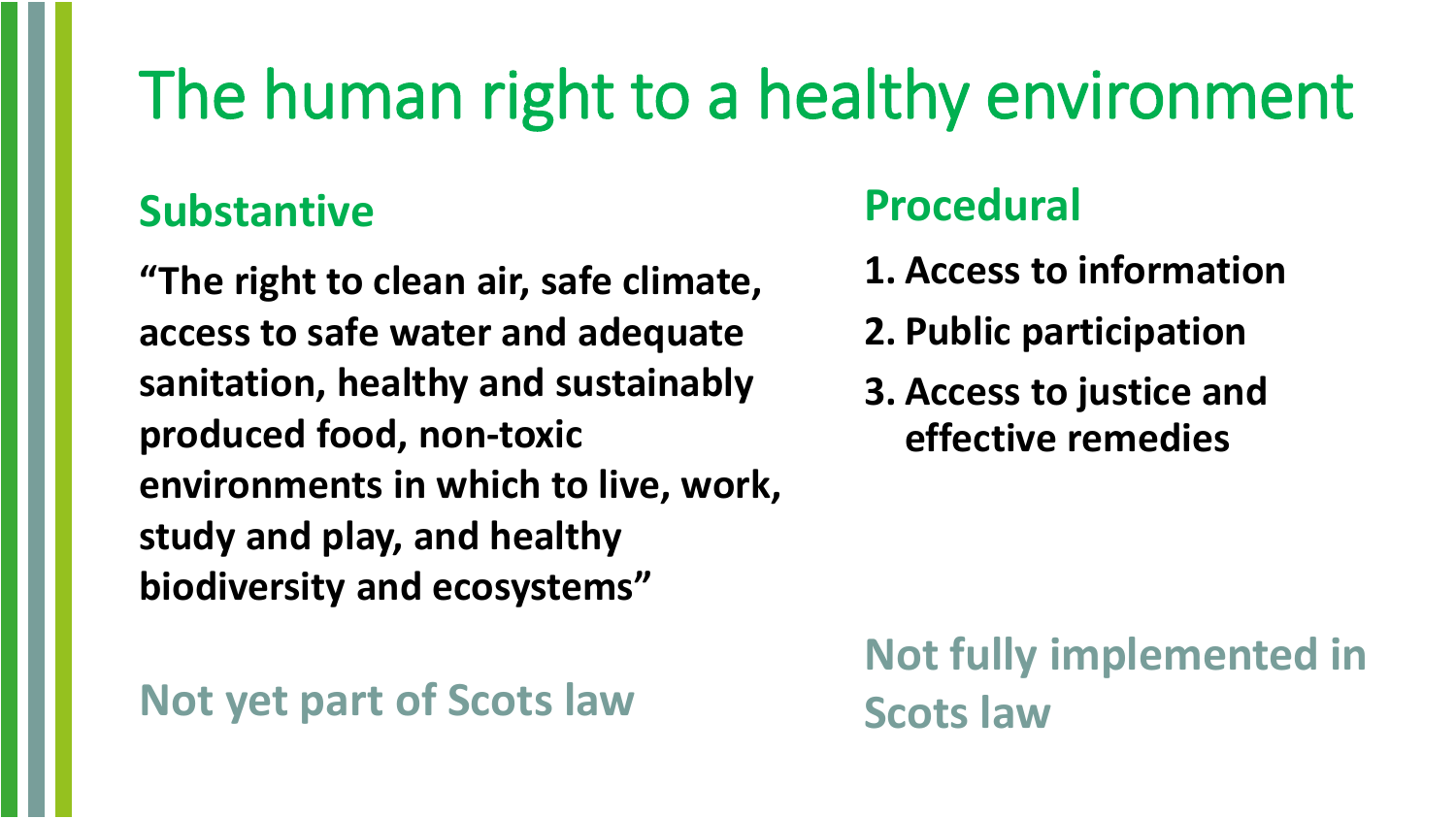# The human right to a healthy environment

## Substantive

**"The right to clean air, safe climate, access to safe water and adequate sanitation, healthy and sustainably produced food, non-toxic environments in which to live, work, study and play, and healthy biodiversity and ecosystems"**

**Not yet part of Scots law**

## Procedural

1. **Access to information**
2. **Public participation**
3. **Access to justice and effective remedies**

**Not fully implemented in Scots law**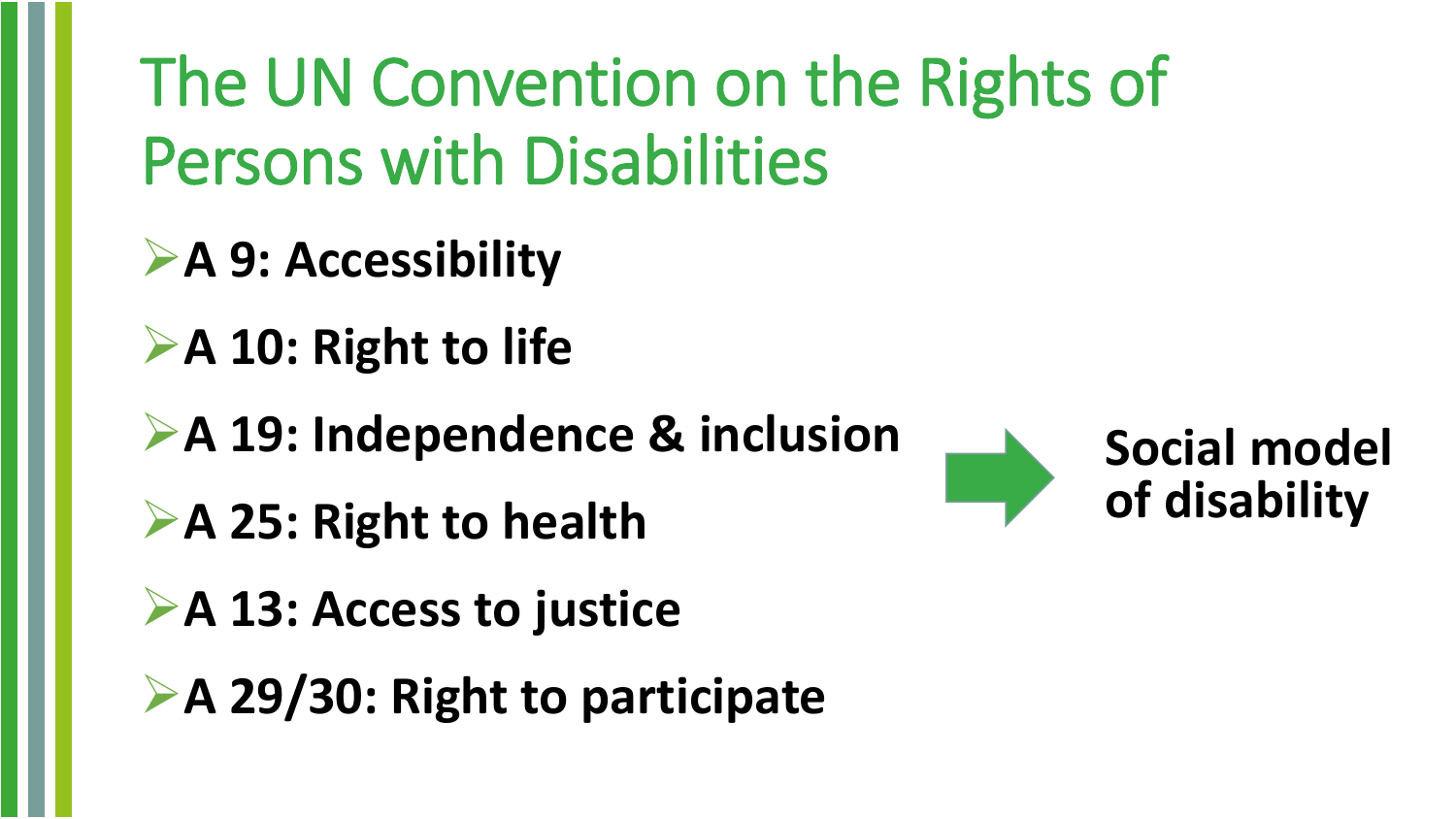# The UN Convention on the Rights of Persons with Disabilities

- **A 9: Accessibility**
- **A 10: Right to life**
- **A 19: Independence & inclusion**
- **A 25: Right to health**
- **A 13: Access to justice**
- **A 29/30: Right to participate**

→ **Social model of disability**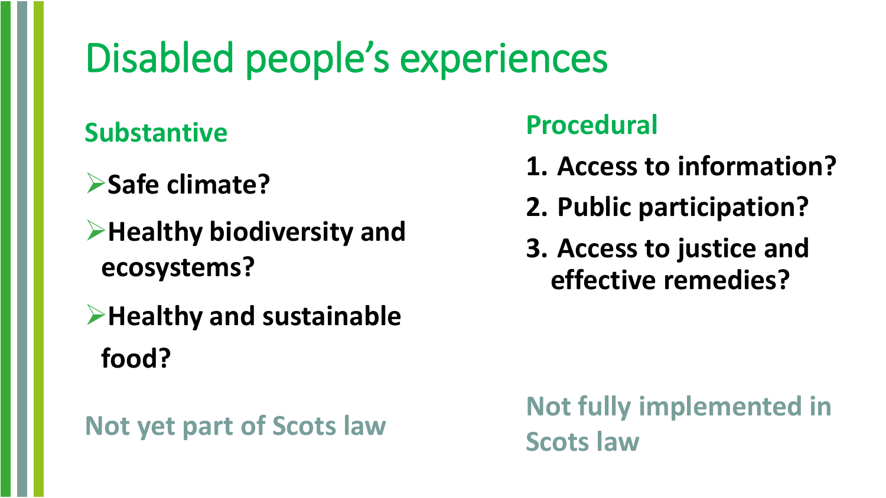# Disabled people's experiences

## Substantive

- **Safe climate?**
- **Healthy biodiversity and ecosystems?**
- **Healthy and sustainable food?**

Not yet part of Scots law

## Procedural

1. **Access to information?**
2. **Public participation?**
3. **Access to justice and effective remedies?**

Not fully implemented in Scots law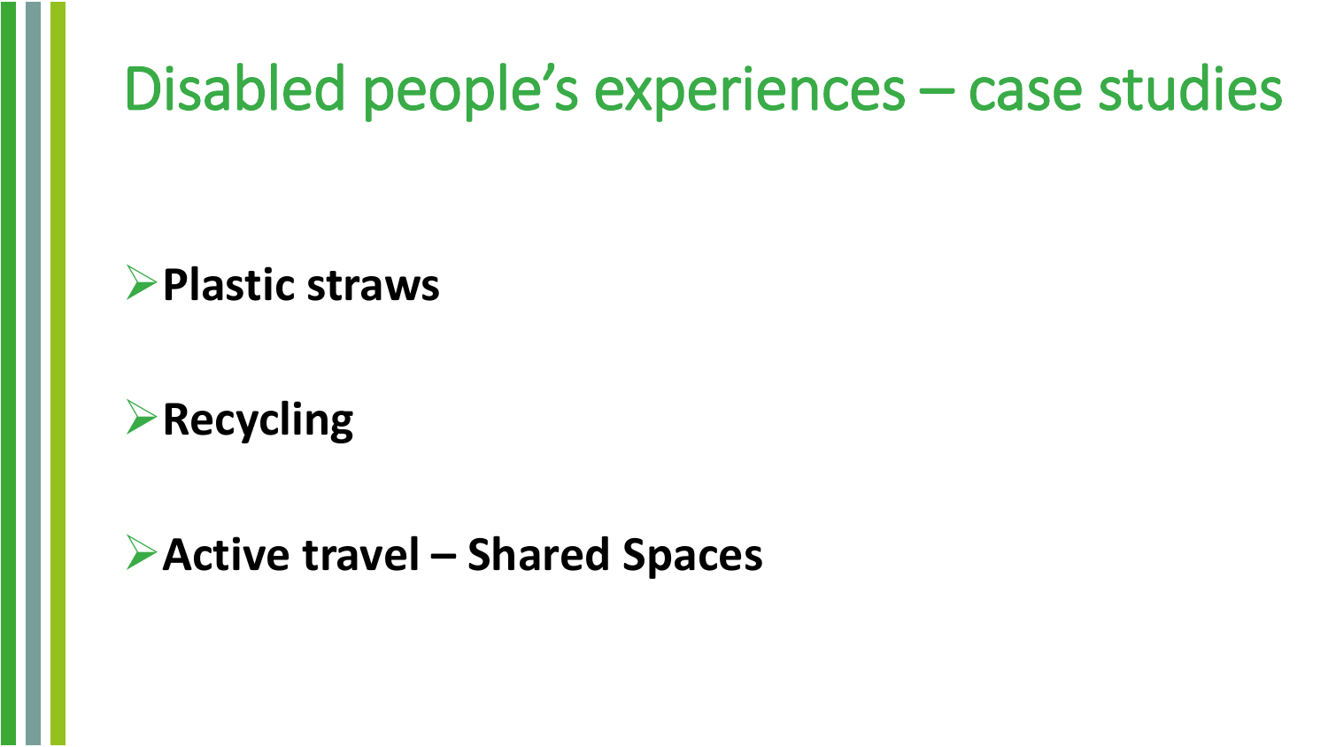# Disabled people's experiences – case studies

- **Plastic straws**
- **Recycling**
- **Active travel – Shared Spaces**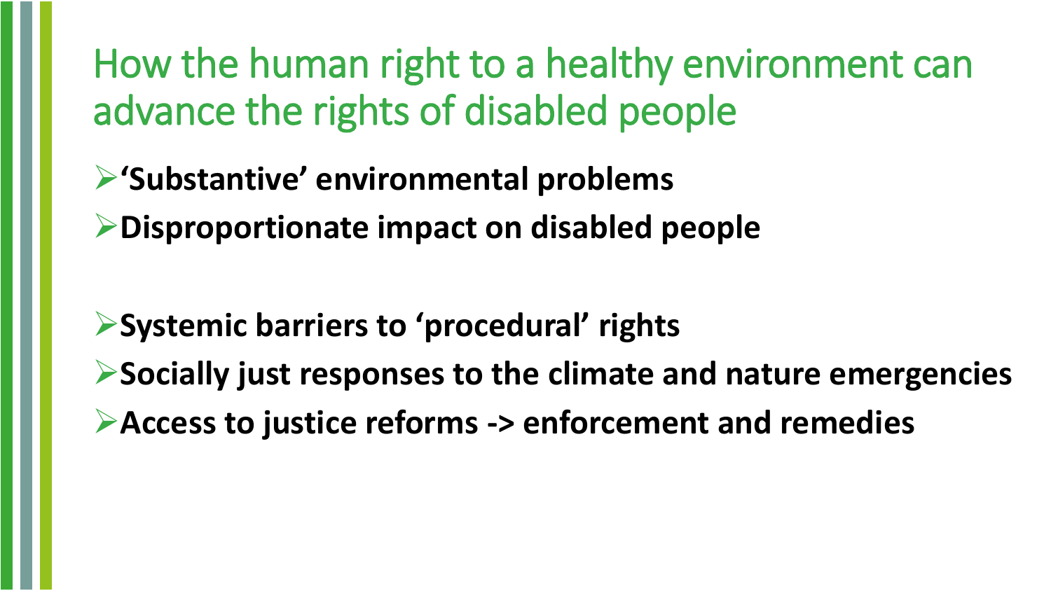# How the human right to a healthy environment can advance the rights of disabled people

- **‘Substantive’ environmental problems**
- **Disproportionate impact on disabled people**

- **Systemic barriers to ‘procedural’ rights**
- **Socially just responses to the climate and nature emergencies**
- **Access to justice reforms -> enforcement and remedies**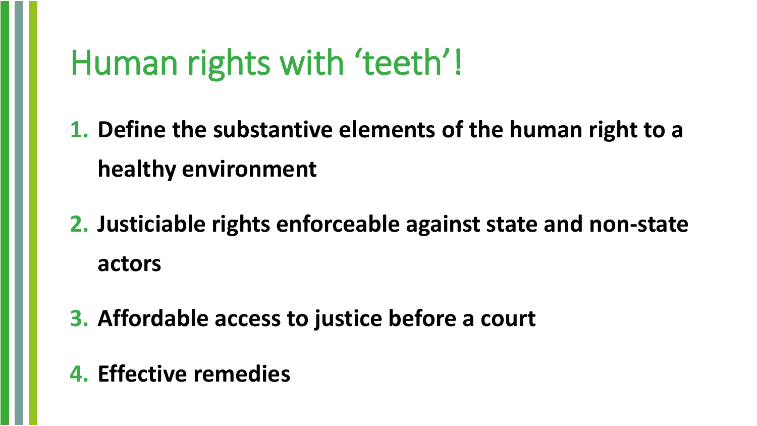# Human rights with ‘teeth’!

1. **Define the substantive elements of the human right to a healthy environment**
2. **Justiciable rights enforceable against state and non-state actors**
3. **Affordable access to justice before a court**
4. **Effective remedies**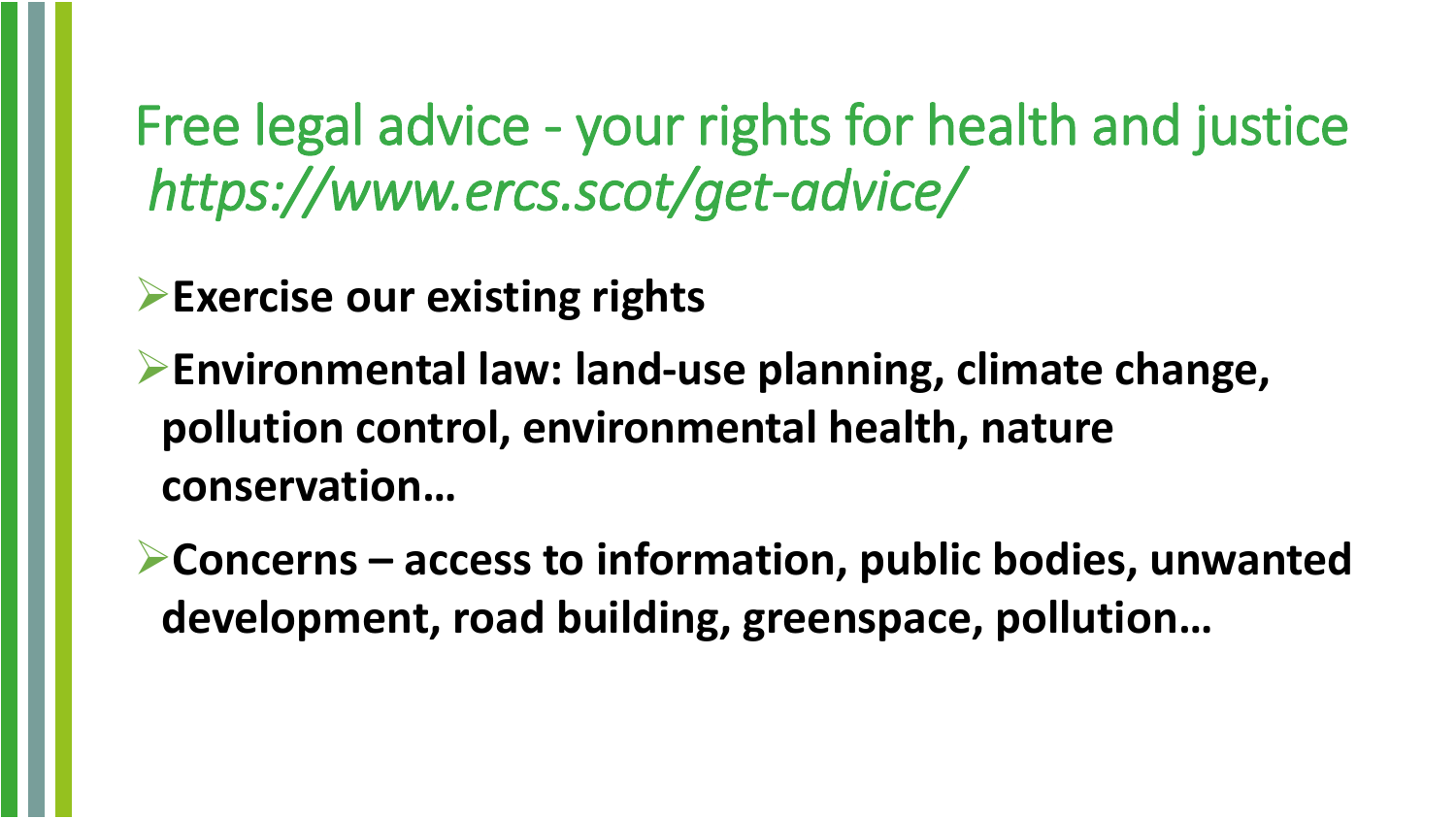# Free legal advice - your rights for health and justice *https://www.ercs.scot/get-advice/*

- **Exercise our existing rights**
- **Environmental law: land-use planning, climate change, pollution control, environmental health, nature conservation…**
- **Concerns – access to information, public bodies, unwanted development, road building, greenspace, pollution…**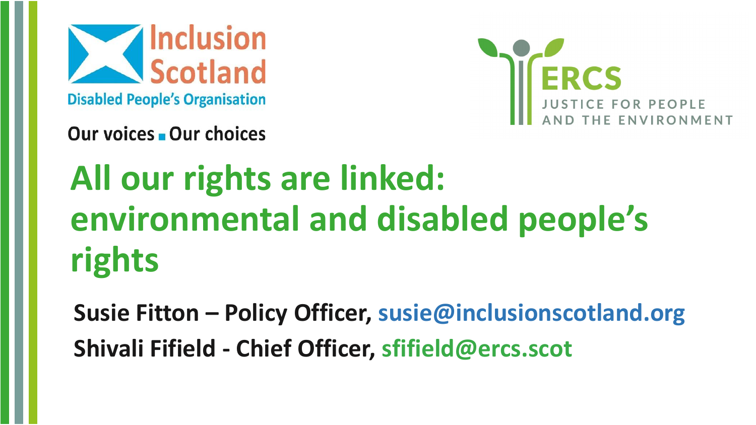Inclusion Scotland

Disabled People's Organisation

Our voices ■ Our choices

ERCS

JUSTICE FOR PEOPLE AND THE ENVIRONMENT

# All our rights are linked: environmental and disabled people's rights

**Susie Fitton – Policy Officer, susie@inclusionscotland.org**

**Shivali Fifield - Chief Officer, sfifield@ercs.scot**